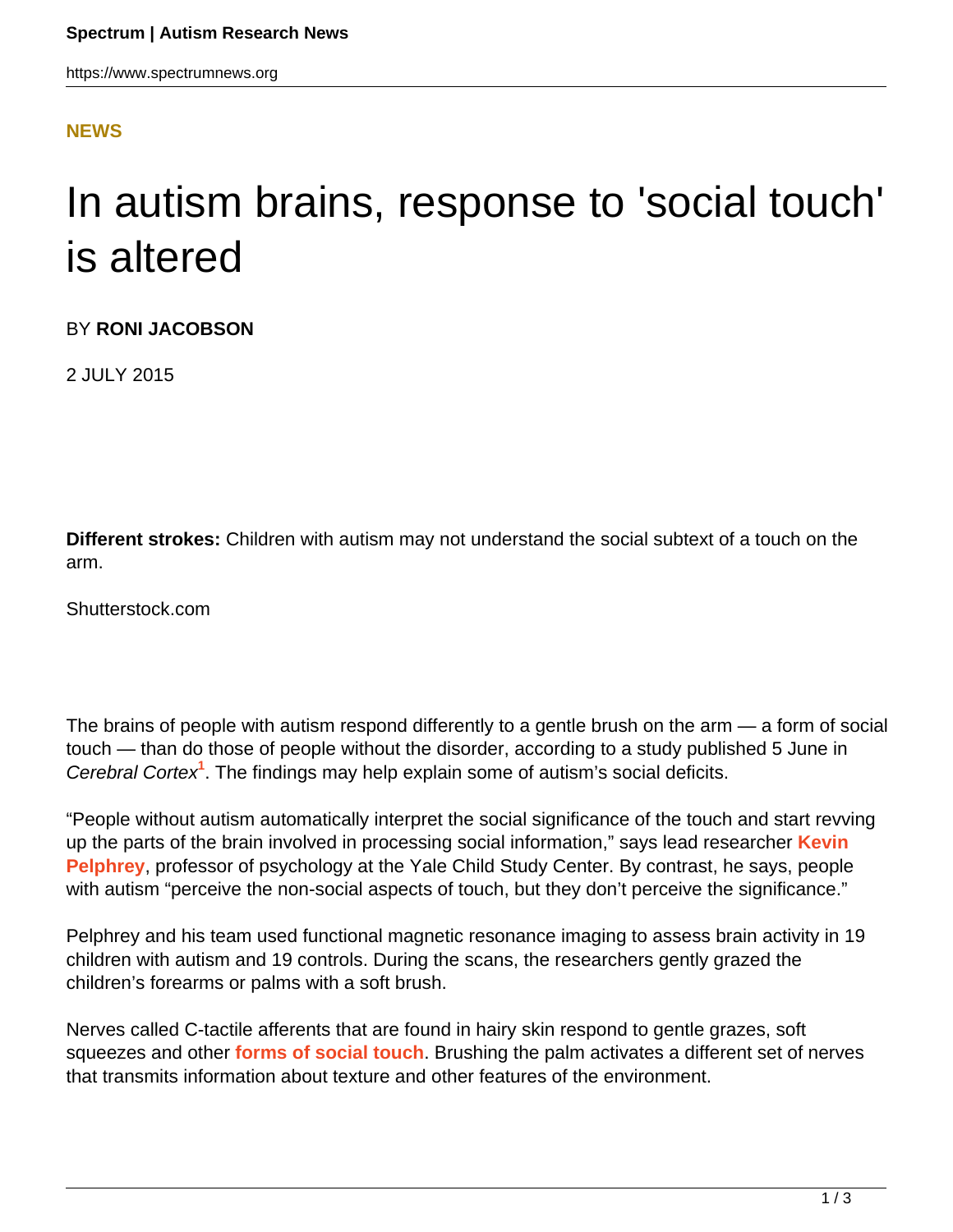**NEWS**

# In autism brains, response to 'social touch' is altered

BY **RONI JACOBSON**

2 JULY 2015

**Different strokes:** Children with autism may not understand the social subtext of a touch on the arm.

Shutterstock.com

The brains of people with autism respond differently to a gentle brush on the arm — a form of social touch — than do those of people without the disorder, according to a study published 5 June in *Cerebral Cortex*[1]. The findings may help explain some of autism's social deficits.

"People without autism automatically interpret the social significance of the touch and start revving up the parts of the brain involved in processing social information," says lead researcher **Kevin Pelphrey**, professor of psychology at the Yale Child Study Center. By contrast, he says, people with autism "perceive the non-social aspects of touch, but they don't perceive the significance."

Pelphrey and his team used functional magnetic resonance imaging to assess brain activity in 19 children with autism and 19 controls. During the scans, the researchers gently grazed the children's forearms or palms with a soft brush.

Nerves called C-tactile afferents that are found in hairy skin respond to gentle grazes, soft squeezes and other **forms of social touch**. Brushing the palm activates a different set of nerves that transmits information about texture and other features of the environment.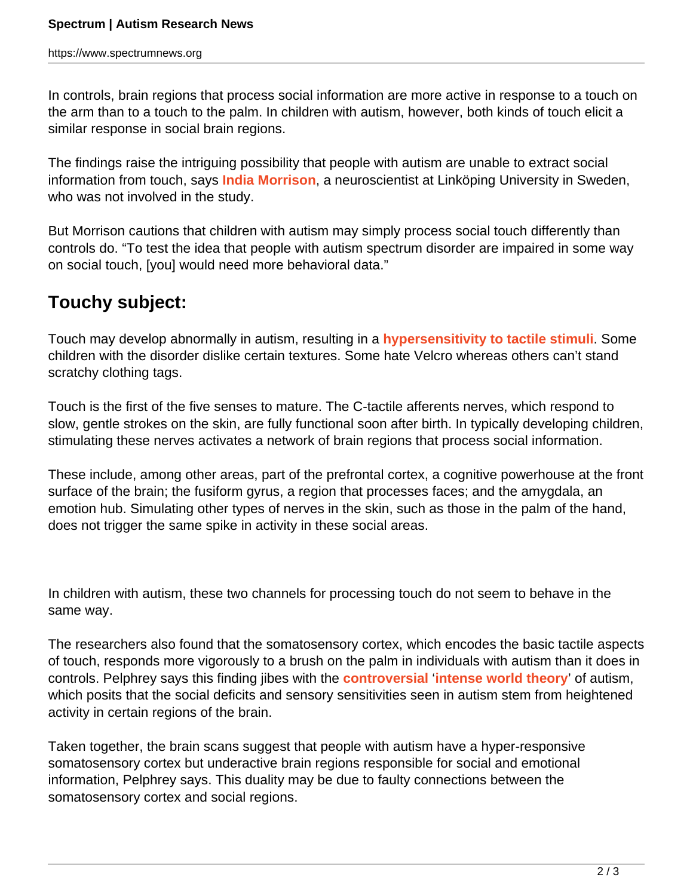In controls, brain regions that process social information are more active in response to a touch on the arm than to a touch to the palm. In children with autism, however, both kinds of touch elicit a similar response in social brain regions.

The findings raise the intriguing possibility that people with autism are unable to extract social information from touch, says **India Morrison**, a neuroscientist at Linköping University in Sweden, who was not involved in the study.

But Morrison cautions that children with autism may simply process social touch differently than controls do. “To test the idea that people with autism spectrum disorder are impaired in some way on social touch, [you] would need more behavioral data.”

## Touchy subject:

Touch may develop abnormally in autism, resulting in a **hypersensitivity to tactile stimuli**. Some children with the disorder dislike certain textures. Some hate Velcro whereas others can’t stand scratchy clothing tags.

Touch is the first of the five senses to mature. The C-tactile afferents nerves, which respond to slow, gentle strokes on the skin, are fully functional soon after birth. In typically developing children, stimulating these nerves activates a network of brain regions that process social information.

These include, among other areas, part of the prefrontal cortex, a cognitive powerhouse at the front surface of the brain; the fusiform gyrus, a region that processes faces; and the amygdala, an emotion hub. Simulating other types of nerves in the skin, such as those in the palm of the hand, does not trigger the same spike in activity in these social areas.

In children with autism, these two channels for processing touch do not seem to behave in the same way.

The researchers also found that the somatosensory cortex, which encodes the basic tactile aspects of touch, responds more vigorously to a brush on the palm in individuals with autism than it does in controls. Pelphrey says this finding jibes with the **controversial** ‘**intense world theory**’ of autism, which posits that the social deficits and sensory sensitivities seen in autism stem from heightened activity in certain regions of the brain.

Taken together, the brain scans suggest that people with autism have a hyper-responsive somatosensory cortex but underactive brain regions responsible for social and emotional information, Pelphrey says. This duality may be due to faulty connections between the somatosensory cortex and social regions.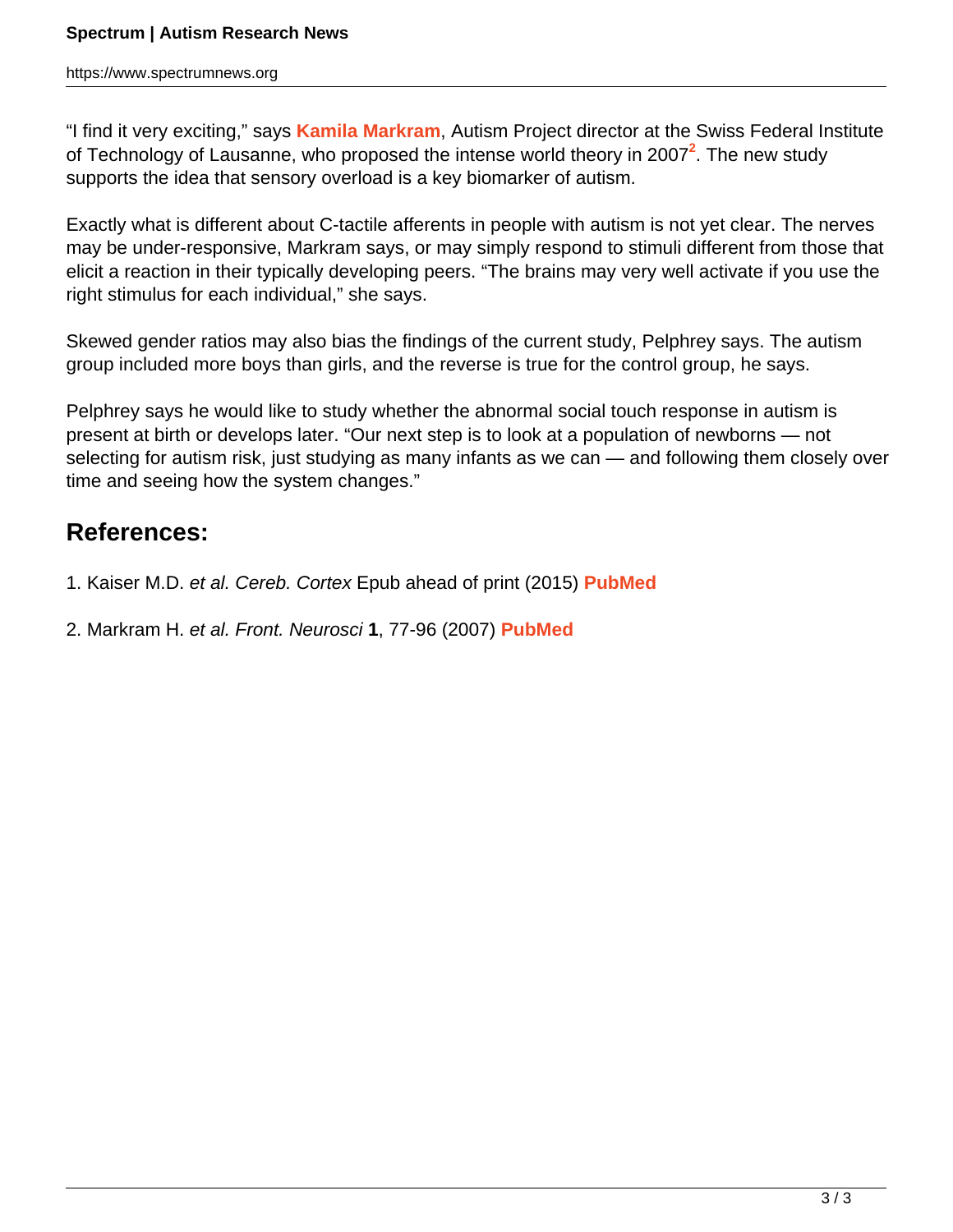“I find it very exciting,” says **Kamila Markram**, Autism Project director at the Swiss Federal Institute of Technology of Lausanne, who proposed the intense world theory in 2007[2]. The new study supports the idea that sensory overload is a key biomarker of autism.

Exactly what is different about C-tactile afferents in people with autism is not yet clear. The nerves may be under-responsive, Markram says, or may simply respond to stimuli different from those that elicit a reaction in their typically developing peers. “The brains may very well activate if you use the right stimulus for each individual,” she says.

Skewed gender ratios may also bias the findings of the current study, Pelphrey says. The autism group included more boys than girls, and the reverse is true for the control group, he says.

Pelphrey says he would like to study whether the abnormal social touch response in autism is present at birth or develops later. “Our next step is to look at a population of newborns — not selecting for autism risk, just studying as many infants as we can — and following them closely over time and seeing how the system changes.”

## References:

1. Kaiser M.D. *et al. Cereb. Cortex* Epub ahead of print (2015) **PubMed**

2. Markram H. *et al. Front. Neurosci* **1**, 77-96 (2007) **PubMed**